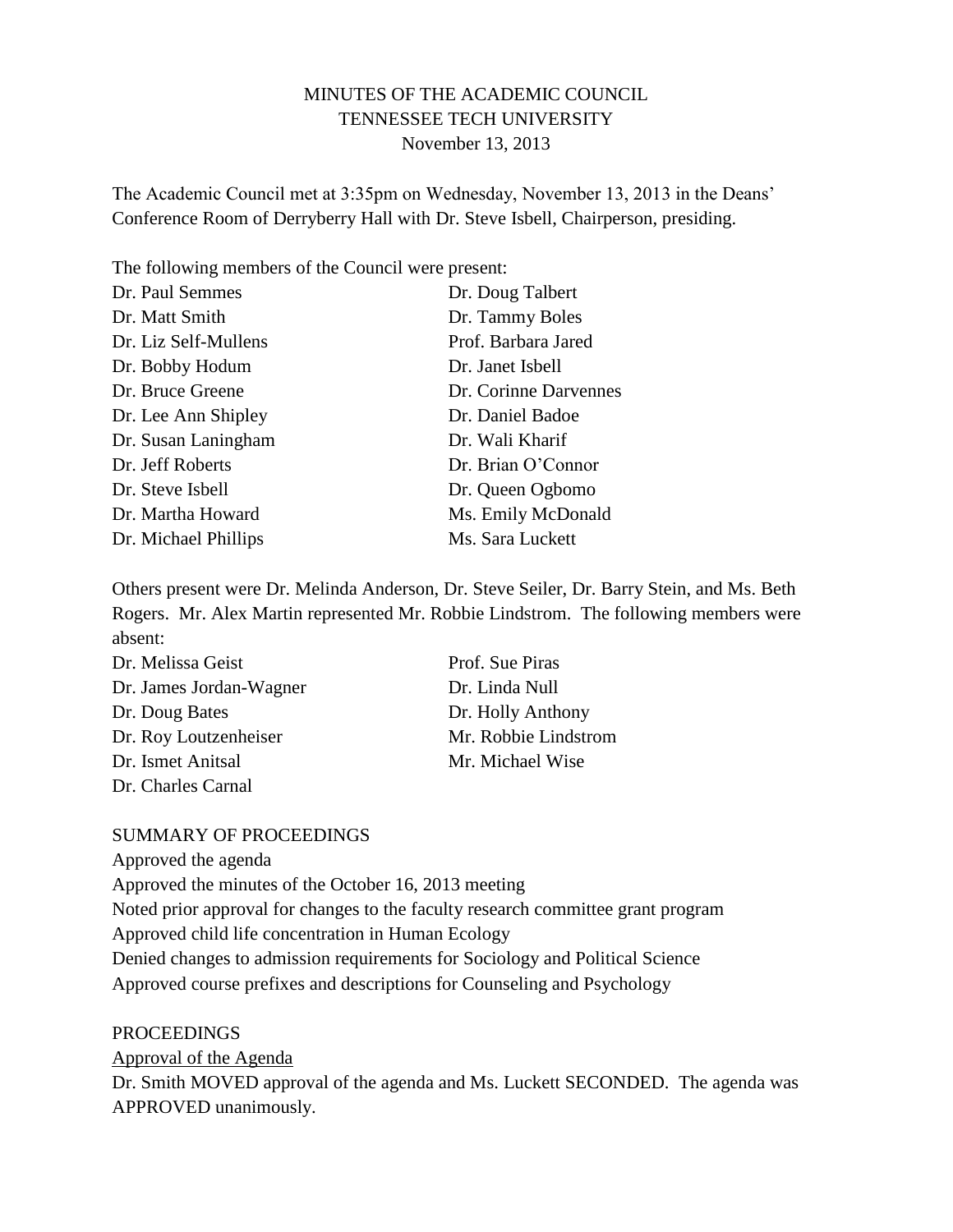# MINUTES OF THE ACADEMIC COUNCIL
## TENNESSEE TECH UNIVERSITY
### November 13, 2013

The Academic Council met at 3:35pm on Wednesday, November 13, 2013 in the Deans' Conference Room of Derryberry Hall with Dr. Steve Isbell, Chairperson, presiding.

The following members of the Council were present:

Dr. Paul Semmes
Dr. Matt Smith
Dr. Liz Self-Mullens
Dr. Bobby Hodum
Dr. Bruce Greene
Dr. Lee Ann Shipley
Dr. Susan Laningham
Dr. Jeff Roberts
Dr. Steve Isbell
Dr. Martha Howard
Dr. Michael Phillips
Dr. Doug Talbert
Dr. Tammy Boles
Prof. Barbara Jared
Dr. Janet Isbell
Dr. Corinne Darvennes
Dr. Daniel Badoe
Dr. Wali Kharif
Dr. Brian O'Connor
Dr. Queen Ogbomo
Ms. Emily McDonald
Ms. Sara Luckett

Others present were Dr. Melinda Anderson, Dr. Steve Seiler, Dr. Barry Stein, and Ms. Beth Rogers. Mr. Alex Martin represented Mr. Robbie Lindstrom. The following members were absent:

Dr. Melissa Geist
Dr. James Jordan-Wagner
Dr. Doug Bates
Dr. Roy Loutzenheiser
Dr. Ismet Anitsal
Dr. Charles Carnal
Prof. Sue Piras
Dr. Linda Null
Dr. Holly Anthony
Mr. Robbie Lindstrom
Mr. Michael Wise

SUMMARY OF PROCEEDINGS

Approved the agenda
Approved the minutes of the October 16, 2013 meeting
Noted prior approval for changes to the faculty research committee grant program
Approved child life concentration in Human Ecology
Denied changes to admission requirements for Sociology and Political Science
Approved course prefixes and descriptions for Counseling and Psychology

PROCEEDINGS

Approval of the Agenda

Dr. Smith MOVED approval of the agenda and Ms. Luckett SECONDED. The agenda was APPROVED unanimously.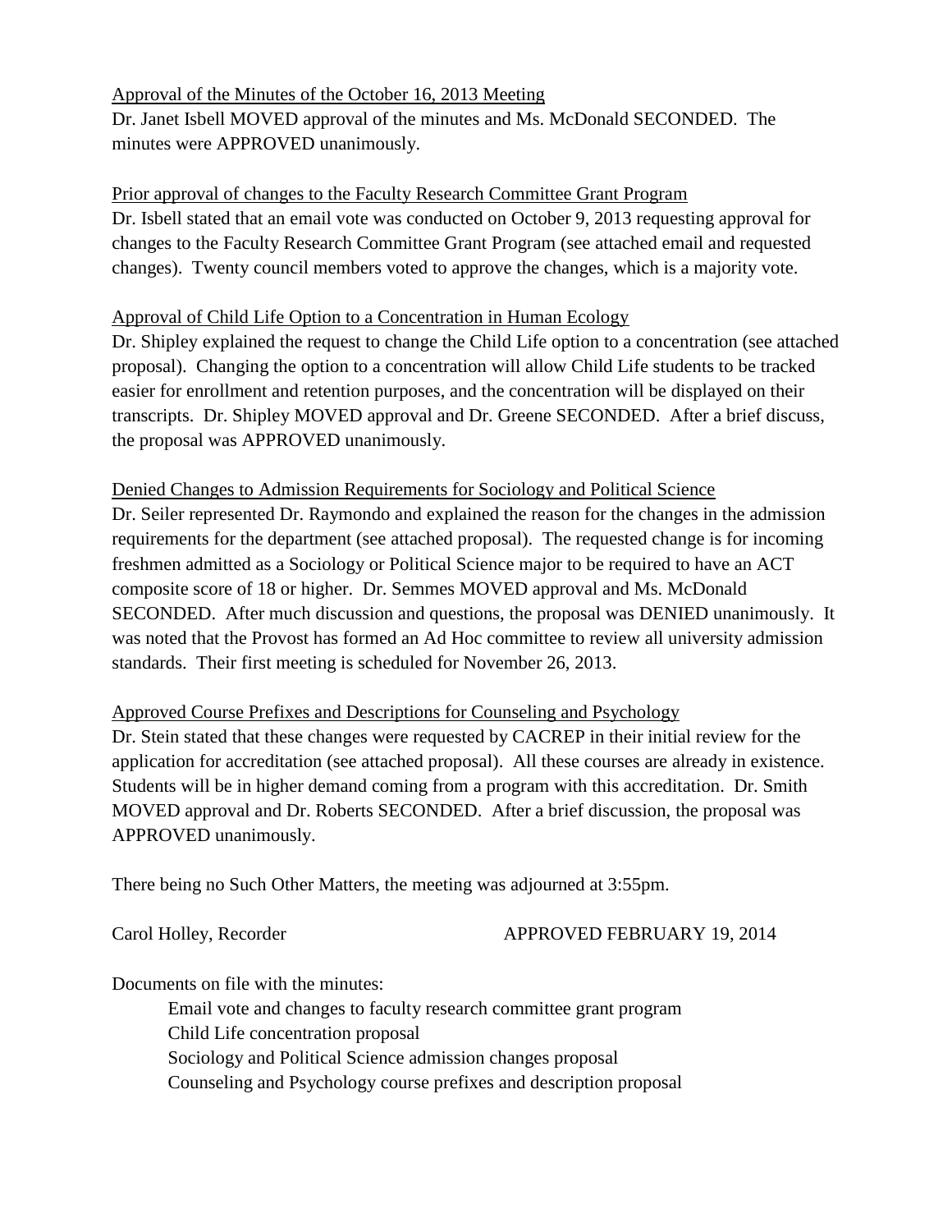Approval of the Minutes of the October 16, 2013 Meeting

Dr. Janet Isbell MOVED approval of the minutes and Ms. McDonald SECONDED. The minutes were APPROVED unanimously.

Prior approval of changes to the Faculty Research Committee Grant Program

Dr. Isbell stated that an email vote was conducted on October 9, 2013 requesting approval for changes to the Faculty Research Committee Grant Program (see attached email and requested changes). Twenty council members voted to approve the changes, which is a majority vote.

Approval of Child Life Option to a Concentration in Human Ecology

Dr. Shipley explained the request to change the Child Life option to a concentration (see attached proposal). Changing the option to a concentration will allow Child Life students to be tracked easier for enrollment and retention purposes, and the concentration will be displayed on their transcripts. Dr. Shipley MOVED approval and Dr. Greene SECONDED. After a brief discuss, the proposal was APPROVED unanimously.

Denied Changes to Admission Requirements for Sociology and Political Science

Dr. Seiler represented Dr. Raymondo and explained the reason for the changes in the admission requirements for the department (see attached proposal). The requested change is for incoming freshmen admitted as a Sociology or Political Science major to be required to have an ACT composite score of 18 or higher. Dr. Semmes MOVED approval and Ms. McDonald SECONDED. After much discussion and questions, the proposal was DENIED unanimously. It was noted that the Provost has formed an Ad Hoc committee to review all university admission standards. Their first meeting is scheduled for November 26, 2013.

Approved Course Prefixes and Descriptions for Counseling and Psychology

Dr. Stein stated that these changes were requested by CACREP in their initial review for the application for accreditation (see attached proposal). All these courses are already in existence. Students will be in higher demand coming from a program with this accreditation. Dr. Smith MOVED approval and Dr. Roberts SECONDED. After a brief discussion, the proposal was APPROVED unanimously.

There being no Such Other Matters, the meeting was adjourned at 3:55pm.

Carol Holley, Recorder APPROVED FEBRUARY 19, 2014

Documents on file with the minutes:

- Email vote and changes to faculty research committee grant program
- Child Life concentration proposal
- Sociology and Political Science admission changes proposal
- Counseling and Psychology course prefixes and description proposal